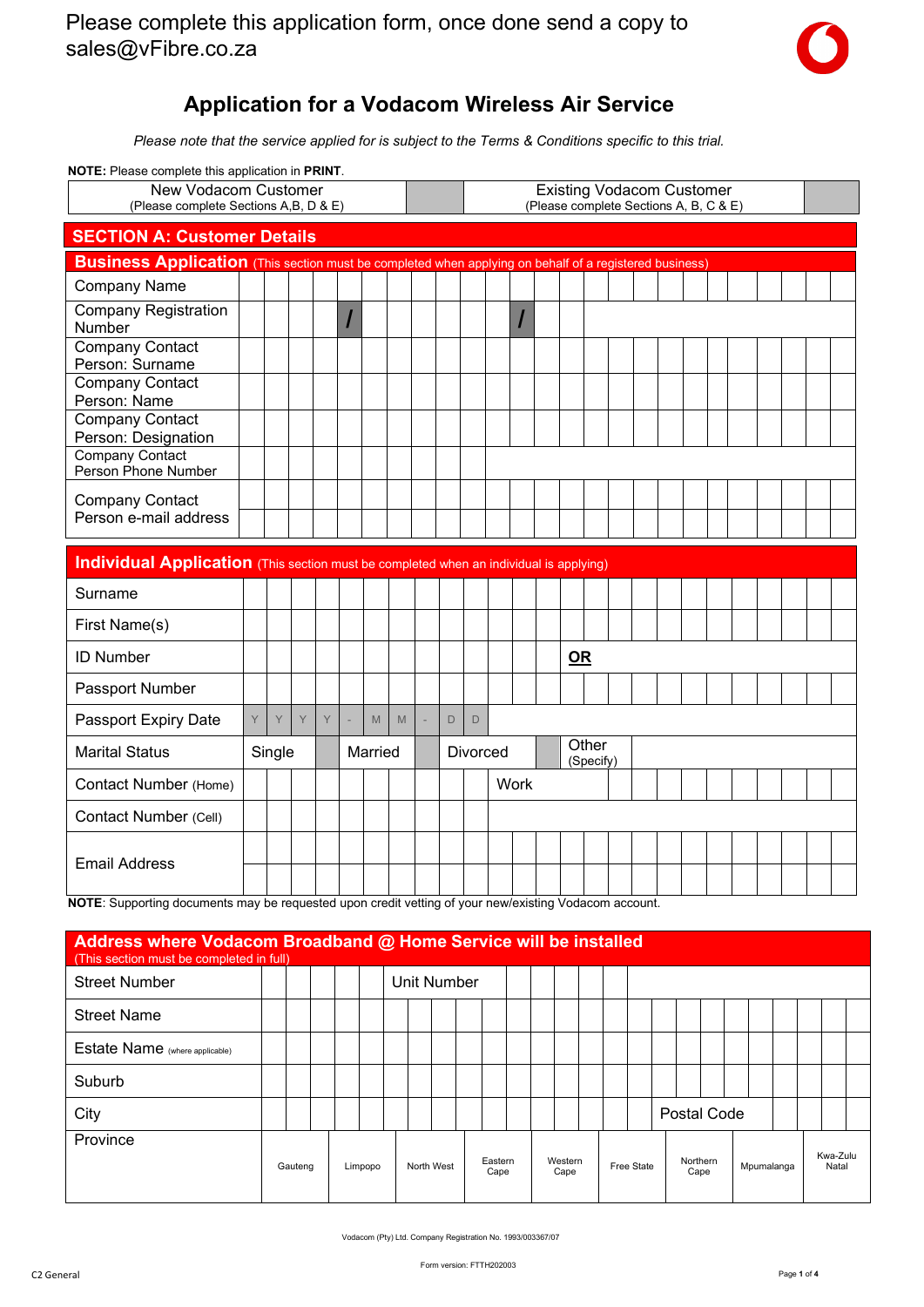Please complete this application form, once done send a copy to sales@vFibre.co.za

# Application for a Vodacom Wireless Air Service

*Please note that the service applied for is subject to the Terms & Conditions specific to this trial.*

**NOTE:** Please complete this application in **PRINT**.

| New Vodacom Customer (Please complete Sections A,B, D & E) | | Existing Vodacom Customer (Please complete Sections A, B, C & E) | |
|---|---|---|---|

## SECTION A: Customer Details

### Business Application (This section must be completed when applying on behalf of a registered business)

| | |
|---|---|
| Company Name | |
| Company Registration Number | / / |
| Company Contact Person: Surname | |
| Company Contact Person: Name | |
| Company Contact Person: Designation | |
| Company Contact Person Phone Number | |
| Company Contact Person e-mail address | |

### Individual Application (This section must be completed when an individual is applying)

| | | | |
|---|---|---|---|
| Surname | | | |
| First Name(s) | | | |
| ID Number | | **OR** | |
| Passport Number | | | |
| Passport Expiry Date | Y Y Y Y - M M - D D | | |
| Marital Status | Single / Married / Divorced | Other (Specify) | |
| Contact Number (Home) | | Work | |
| Contact Number (Cell) | | | |
| Email Address | | | |

**NOTE**: Supporting documents may be requested upon credit vetting of your new/existing Vodacom account.

### Address where Vodacom Broadband @ Home Service will be installed
(This section must be completed in full)

| | | | |
|---|---|---|---|
| Street Number | | Unit Number | |
| Street Name | | | |
| Estate Name (where applicable) | | | |
| Suburb | | | |
| City | | Postal Code | |

| Province | Gauteng | Limpopo | North West | Eastern Cape | Western Cape | Free State | Northern Cape | Mpumalanga | Kwa-Zulu Natal |
|---|---|---|---|---|---|---|---|---|---|
| | | | | | | | | | |

Vodacom (Pty) Ltd. Company Registration No. 1993/003367/07

Form version: FTTH202003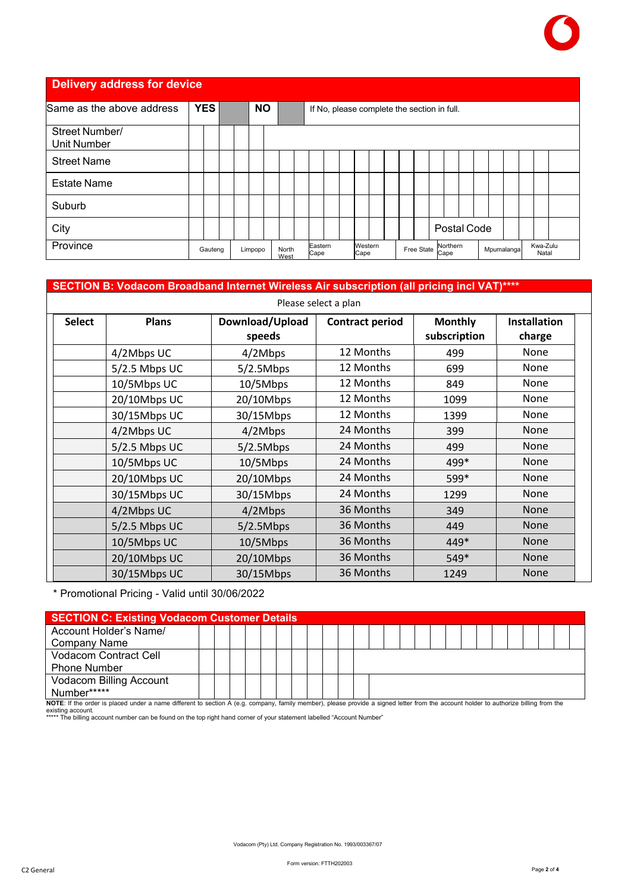## Delivery address for device

| Same as the above address | YES | | NO | | If No, please complete the section in full. |
|---|---|---|---|---|---|
| Street Number/ Unit Number | | | | | |
| Street Name | | | | | |
| Estate Name | | | | | |
| Suburb | | | | | |
| City | | | | | Postal Code |

| Province | Gauteng | Limpopo | North West | Eastern Cape | Western Cape | Free State | Northern Cape | Mpumalanga | Kwa-Zulu Natal |
|---|---|---|---|---|---|---|---|---|---|

## SECTION B: Vodacom Broadband Internet Wireless Air subscription (all pricing incl VAT)****

Please select a plan

| Select | Plans | Download/Upload speeds | Contract period | Monthly subscription | Installation charge |
|---|---|---|---|---|---|
| | 4/2Mbps UC | 4/2Mbps | 12 Months | 499 | None |
| | 5/2.5 Mbps UC | 5/2.5Mbps | 12 Months | 699 | None |
| | 10/5Mbps UC | 10/5Mbps | 12 Months | 849 | None |
| | 20/10Mbps UC | 20/10Mbps | 12 Months | 1099 | None |
| | 30/15Mbps UC | 30/15Mbps | 12 Months | 1399 | None |
| | 4/2Mbps UC | 4/2Mbps | 24 Months | 399 | None |
| | 5/2.5 Mbps UC | 5/2.5Mbps | 24 Months | 499 | None |
| | 10/5Mbps UC | 10/5Mbps | 24 Months | 499* | None |
| | 20/10Mbps UC | 20/10Mbps | 24 Months | 599* | None |
| | 30/15Mbps UC | 30/15Mbps | 24 Months | 1299 | None |
| | 4/2Mbps UC | 4/2Mbps | 36 Months | 349 | None |
| | 5/2.5 Mbps UC | 5/2.5Mbps | 36 Months | 449 | None |
| | 10/5Mbps UC | 10/5Mbps | 36 Months | 449* | None |
| | 20/10Mbps UC | 20/10Mbps | 36 Months | 549* | None |
| | 30/15Mbps UC | 30/15Mbps | 36 Months | 1249 | None |

* Promotional Pricing - Valid until 30/06/2022

## SECTION C: Existing Vodacom Customer Details

| Account Holder's Name/ Company Name | |
|---|---|
| Vodacom Contract Cell Phone Number | |
| Vodacom Billing Account Number***** | |

**NOTE**: If the order is placed under a name different to section A (e.g. company, family member), please provide a signed letter from the account holder to authorize billing from the existing account.

***** The billing account number can be found on the top right hand corner of your statement labelled "Account Number"

Vodacom (Pty) Ltd. Company Registration No. 1993/003367/07

Form version: FTTH202003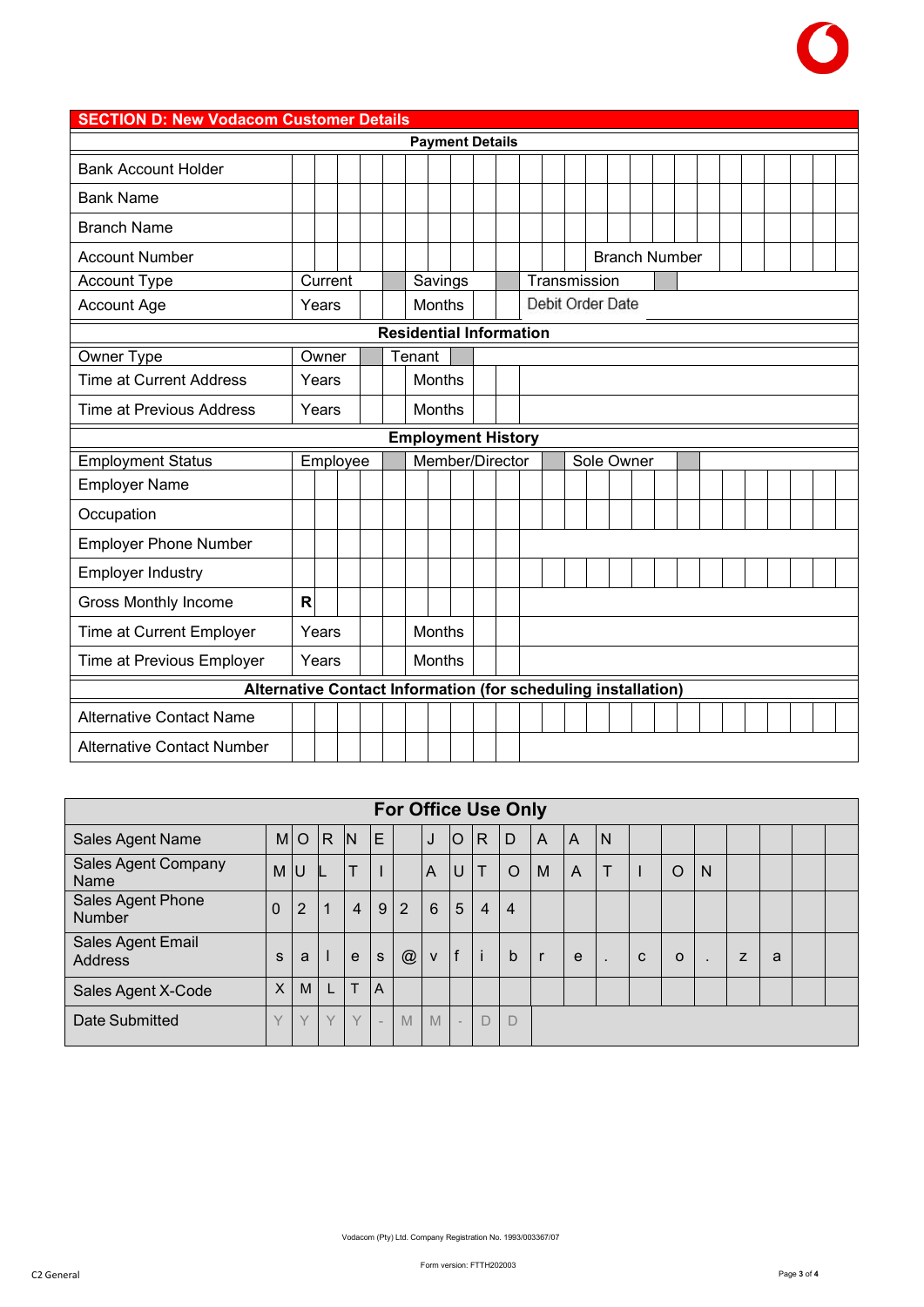## SECTION D: New Vodacom Customer Details

| **Payment Details** | | | | | | |
|---|---|---|---|---|---|---|
| Bank Account Holder | | | | | | |
| Bank Name | | | | | | |
| Branch Name | | | | | | |
| Account Number | | | | Branch Number | | |
| Account Type | Current | | Savings | | Transmission | |
| Account Age | Years | | Months | | Debit Order Date | |
| **Residential Information** | | | | | | |
| Owner Type | Owner | | Tenant | | | |
| Time at Current Address | Years | | Months | | | |
| Time at Previous Address | Years | | Months | | | |
| **Employment History** | | | | | | |
| Employment Status | Employee | | Member/Director | | Sole Owner | |
| Employer Name | | | | | | |
| Occupation | | | | | | |
| Employer Phone Number | | | | | | |
| Employer Industry | | | | | | |
| Gross Monthly Income | R | | | | | |
| Time at Current Employer | Years | | Months | | | |
| Time at Previous Employer | Years | | Months | | | |
| **Alternative Contact Information (for scheduling installation)** | | | | | | |
| Alternative Contact Name | | | | | | |
| Alternative Contact Number | | | | | | |

## For Office Use Only

| Field | Value |
|---|---|
| Sales Agent Name | MORNE JORDAAN |
| Sales Agent Company Name | MULTI AUTOMATION |
| Sales Agent Phone Number | 0214926544 |
| Sales Agent Email Address | sales@vfibre.co.za |
| Sales Agent X-Code | XMLTA |
| Date Submitted | YYYY-MM-DD |

Vodacom (Pty) Ltd. Company Registration No. 1993/003367/07

Form version: FTTH202003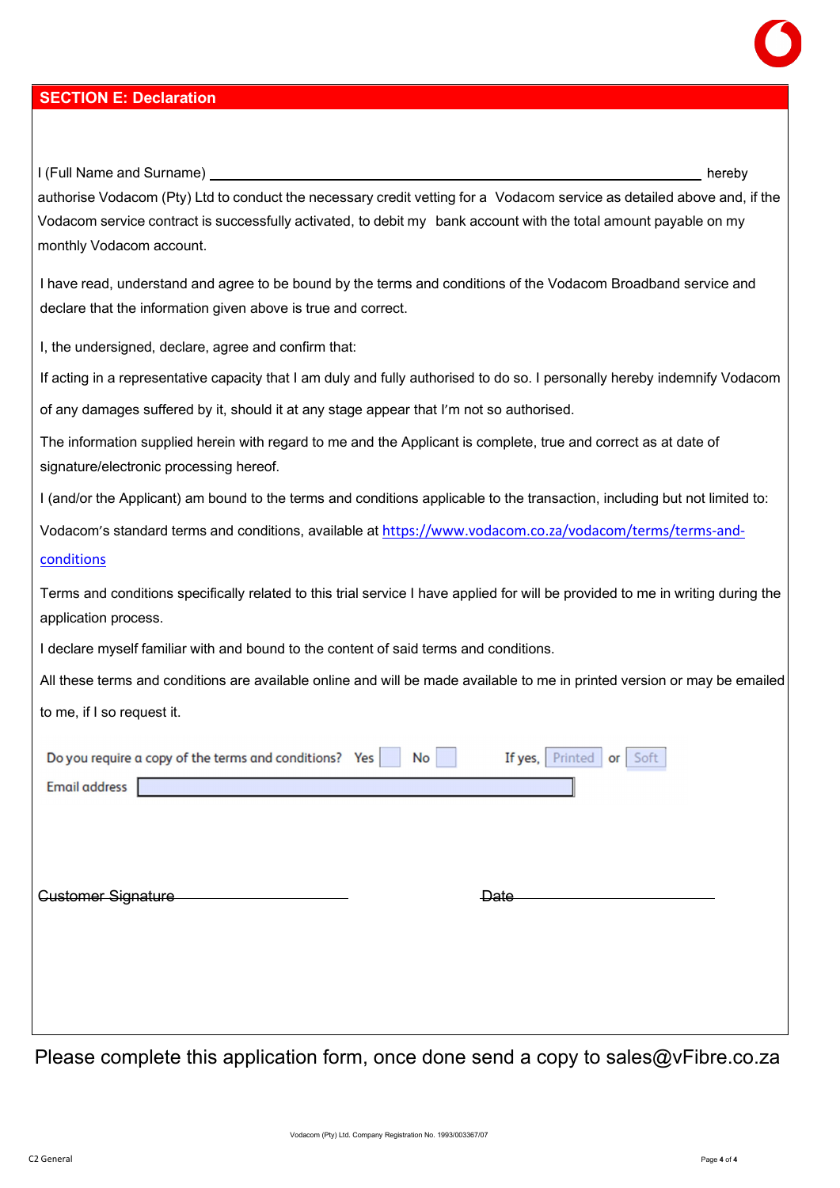## SECTION E: Declaration

I (Full Name and Surname) ______________________________________________ hereby authorise Vodacom (Pty) Ltd to conduct the necessary credit vetting for a Vodacom service as detailed above and, if the Vodacom service contract is successfully activated, to debit my bank account with the total amount payable on my monthly Vodacom account.

I have read, understand and agree to be bound by the terms and conditions of the Vodacom Broadband service and declare that the information given above is true and correct.

I, the undersigned, declare, agree and confirm that:

If acting in a representative capacity that I am duly and fully authorised to do so. I personally hereby indemnify Vodacom of any damages suffered by it, should it at any stage appear that I'm not so authorised.

The information supplied herein with regard to me and the Applicant is complete, true and correct as at date of signature/electronic processing hereof.

I (and/or the Applicant) am bound to the terms and conditions applicable to the transaction, including but not limited to:

Vodacom's standard terms and conditions, available at https://www.vodacom.co.za/vodacom/terms/terms-and-conditions

Terms and conditions specifically related to this trial service I have applied for will be provided to me in writing during the application process.

I declare myself familiar with and bound to the content of said terms and conditions.

All these terms and conditions are available online and will be made available to me in printed version or may be emailed to me, if I so request it.

Do you require a copy of the terms and conditions? Yes ☐ No ☐ If yes, Printed or Soft

Email address ______________________________

Customer Signature ______________________ Date ______________________

Please complete this application form, once done send a copy to sales@vFibre.co.za

Vodacom (Pty) Ltd. Company Registration No. 1993/003367/07

C2 General